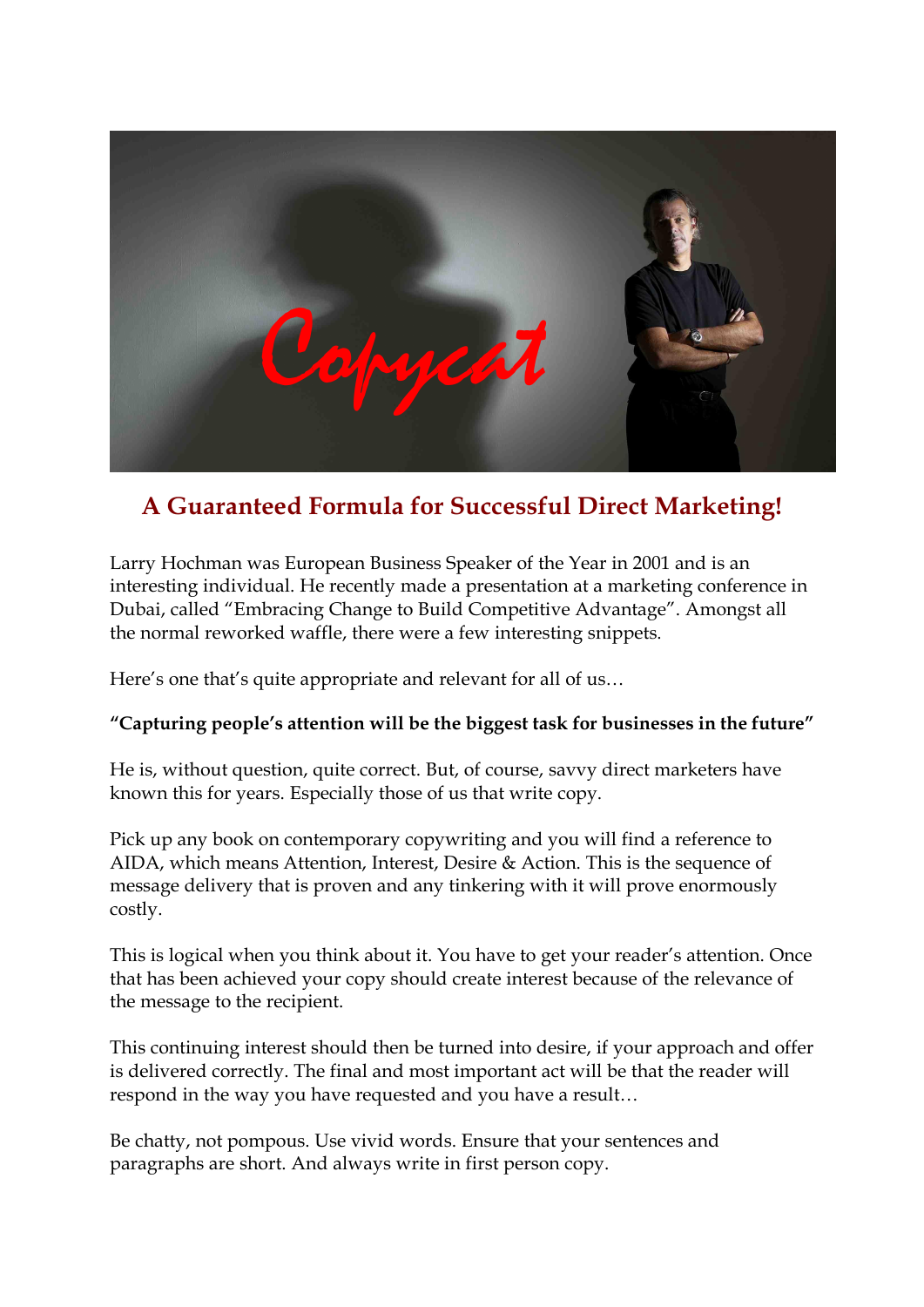Copycat

# A Guaranteed Formula for Successful Direct Marketing!

Larry Hochman was European Business Speaker of the Year in 2001 and is an interesting individual. He recently made a presentation at a marketing conference in Dubai, called "Embracing Change to Build Competitive Advantage". Amongst all the normal reworked waffle, there were a few interesting snippets.

Here's one that's quite appropriate and relevant for all of us…

**"Capturing people's attention will be the biggest task for businesses in the future"**

He is, without question, quite correct. But, of course, savvy direct marketers have known this for years. Especially those of us that write copy.

Pick up any book on contemporary copywriting and you will find a reference to AIDA, which means Attention, Interest, Desire & Action. This is the sequence of message delivery that is proven and any tinkering with it will prove enormously costly.

This is logical when you think about it. You have to get your reader's attention. Once that has been achieved your copy should create interest because of the relevance of the message to the recipient.

This continuing interest should then be turned into desire, if your approach and offer is delivered correctly. The final and most important act will be that the reader will respond in the way you have requested and you have a result…

Be chatty, not pompous. Use vivid words. Ensure that your sentences and paragraphs are short. And always write in first person copy.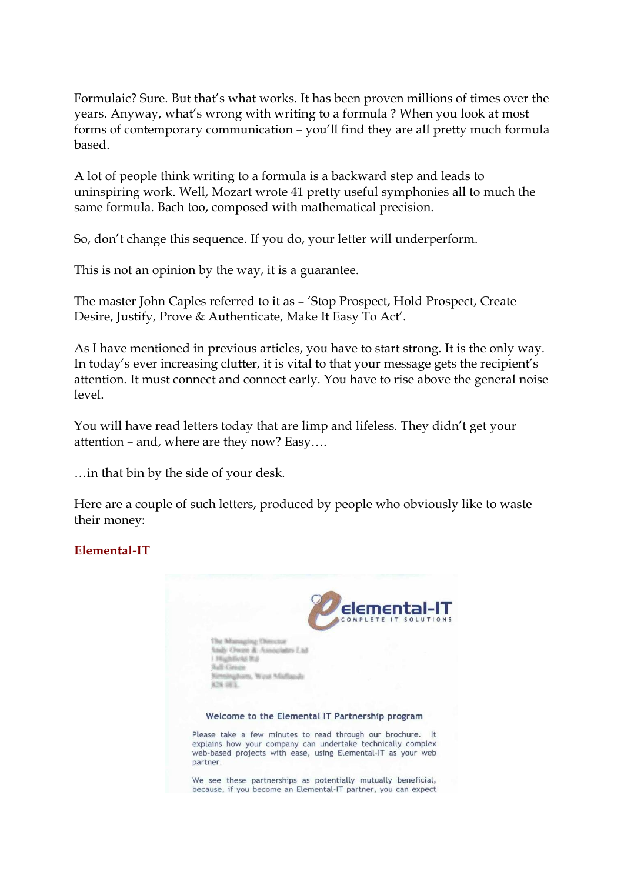Formulaic? Sure. But that's what works. It has been proven millions of times over the years. Anyway, what's wrong with writing to a formula ? When you look at most forms of contemporary communication – you'll find they are all pretty much formula based.

A lot of people think writing to a formula is a backward step and leads to uninspiring work. Well, Mozart wrote 41 pretty useful symphonies all to much the same formula. Bach too, composed with mathematical precision.

So, don't change this sequence. If you do, your letter will underperform.

This is not an opinion by the way, it is a guarantee.

The master John Caples referred to it as – 'Stop Prospect, Hold Prospect, Create Desire, Justify, Prove & Authenticate, Make It Easy To Act'.

As I have mentioned in previous articles, you have to start strong. It is the only way. In today's ever increasing clutter, it is vital to that your message gets the recipient's attention. It must connect and connect early. You have to rise above the general noise level.

You will have read letters today that are limp and lifeless. They didn't get your attention – and, where are they now? Easy….

…in that bin by the side of your desk.

Here are a couple of such letters, produced by people who obviously like to waste their money:

**Elemental-IT**

elemental-IT
COMPLETE IT SOLUTIONS

Welcome to the Elemental IT Partnership program

Please take a few minutes to read through our brochure. It explains how your company can undertake technically complex web-based projects with ease, using Elemental-IT as your web partner.

We see these partnerships as potentially mutually beneficial, because, if you become an Elemental-IT partner, you can expect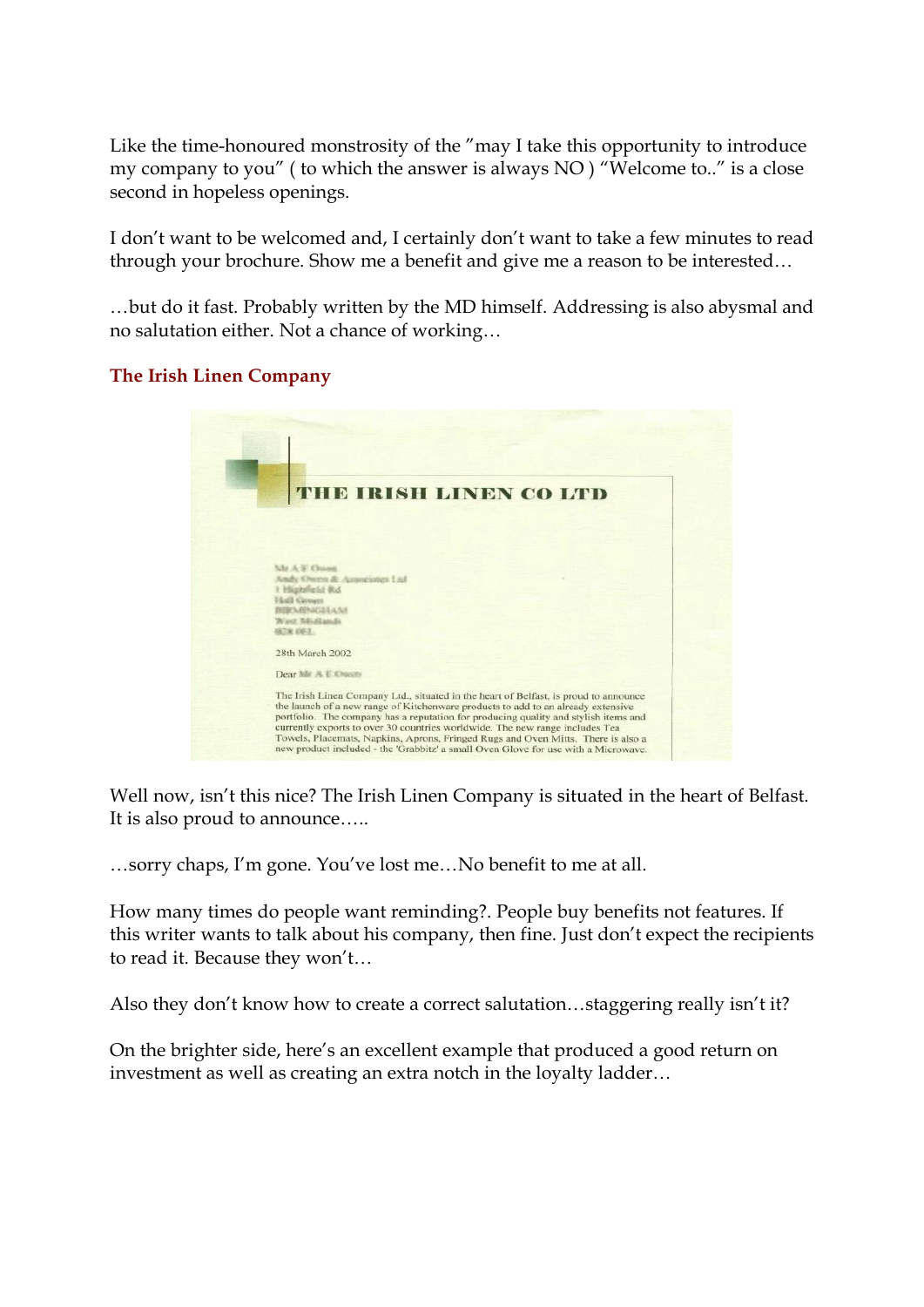Like the time-honoured monstrosity of the "may I take this opportunity to introduce my company to you" ( to which the answer is always NO ) "Welcome to.." is a close second in hopeless openings.

I don't want to be welcomed and, I certainly don't want to take a few minutes to read through your brochure. Show me a benefit and give me a reason to be interested…

…but do it fast. Probably written by the MD himself. Addressing is also abysmal and no salutation either. Not a chance of working…

### The Irish Linen Company

THE IRISH LINEN CO LTD

28th March 2002

The Irish Linen Company Ltd., situated in the heart of Belfast, is proud to announce the launch of a new range of Kitchenware products to add to an already extensive portfolio. The company has a reputation for producing quality and stylish items and currently exports to over 30 countries worldwide. The new range includes Tea Towels, Placemats, Napkins, Aprons, Fringed Rugs and Oven Mitts. There is also a new product included - the 'Grabbitz' a small Oven Glove for use with a Microwave.

Well now, isn't this nice? The Irish Linen Company is situated in the heart of Belfast. It is also proud to announce…..

…sorry chaps, I'm gone. You've lost me…No benefit to me at all.

How many times do people want reminding?. People buy benefits not features. If this writer wants to talk about his company, then fine. Just don't expect the recipients to read it. Because they won't…

Also they don't know how to create a correct salutation…staggering really isn't it?

On the brighter side, here's an excellent example that produced a good return on investment as well as creating an extra notch in the loyalty ladder…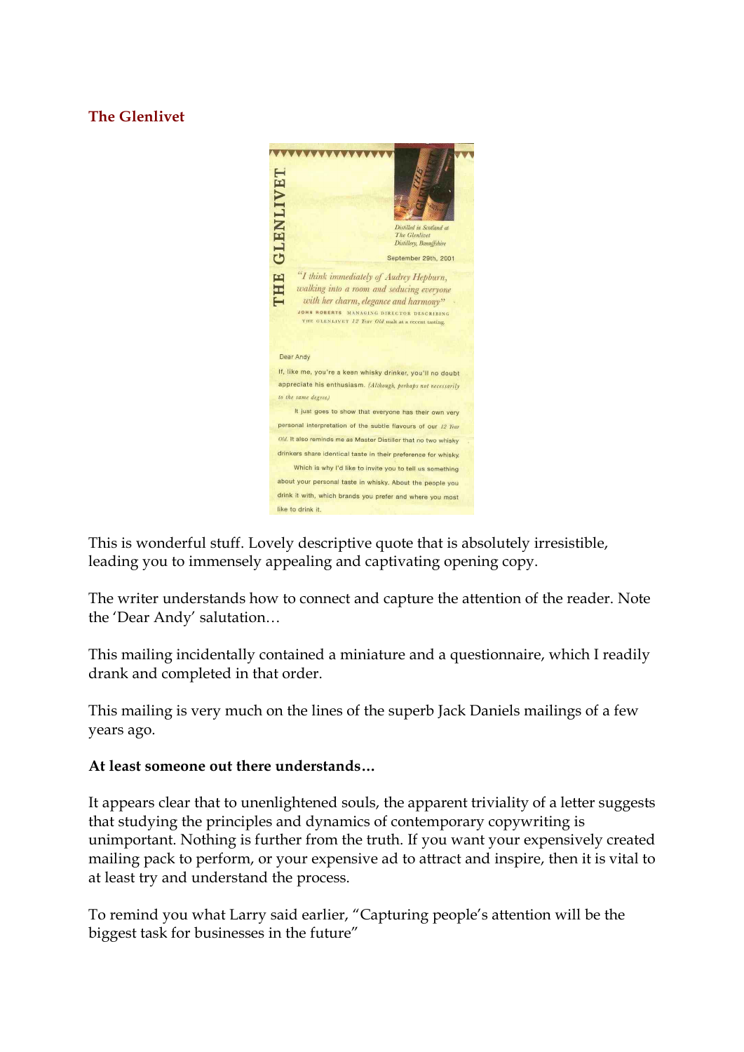## The Glenlivet

THE GLENLIVET

*Distilled in Scotland at The Glenlivet Distillery, Banffshire*

September 29th, 2001

*"I think immediately of Audrey Hepburn, walking into a room and seducing everyone with her charm, elegance and harmony"*

JOHN ROBERTS MANAGING DIRECTOR DESCRIBING THE GLENLIVET *12 Year Old* malt at a recent tasting

Dear Andy

If, like me, you're a keen whisky drinker, you'll no doubt appreciate his enthusiasm. *(Although, perhaps not necessarily to the same degree.)*

It just goes to show that everyone has their own very personal interpretation of the subtle flavours of our *12 Year Old*. It also reminds me as Master Distiller that no two whisky drinkers share identical taste in their preference for whisky.

Which is why I'd like to invite you to tell us something about your personal taste in whisky. About the people you drink it with, which brands you prefer and where you most like to drink it.

This is wonderful stuff. Lovely descriptive quote that is absolutely irresistible, leading you to immensely appealing and captivating opening copy.

The writer understands how to connect and capture the attention of the reader. Note the 'Dear Andy' salutation…

This mailing incidentally contained a miniature and a questionnaire, which I readily drank and completed in that order.

This mailing is very much on the lines of the superb Jack Daniels mailings of a few years ago.

**At least someone out there understands…**

It appears clear that to unenlightened souls, the apparent triviality of a letter suggests that studying the principles and dynamics of contemporary copywriting is unimportant. Nothing is further from the truth. If you want your expensively created mailing pack to perform, or your expensive ad to attract and inspire, then it is vital to at least try and understand the process.

To remind you what Larry said earlier, "Capturing people's attention will be the biggest task for businesses in the future"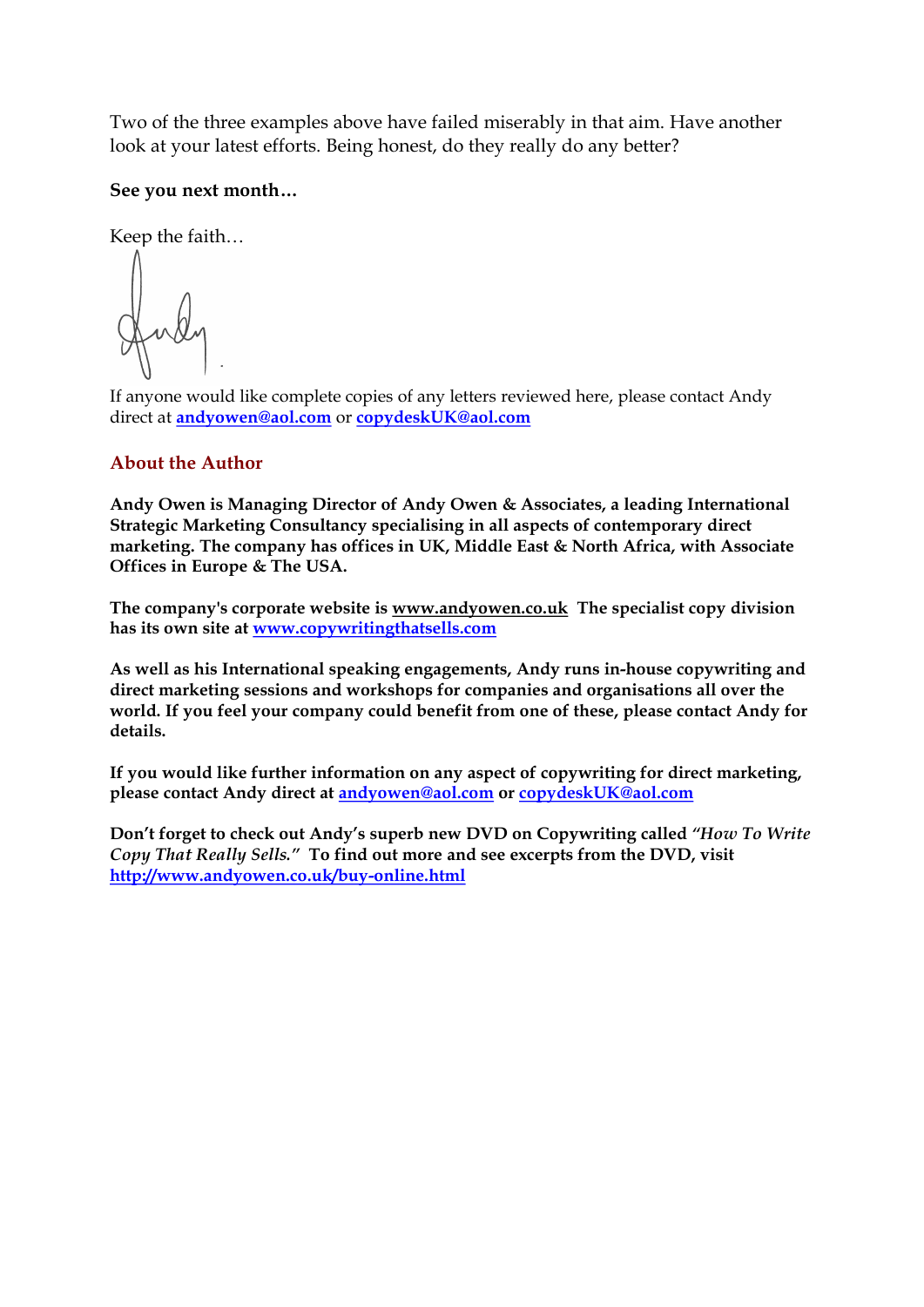Two of the three examples above have failed miserably in that aim. Have another look at your latest efforts. Being honest, do they really do any better?

**See you next month…**

Keep the faith…

If anyone would like complete copies of any letters reviewed here, please contact Andy direct at **andyowen@aol.com** or **copydeskUK@aol.com**

## About the Author

**Andy Owen is Managing Director of Andy Owen & Associates, a leading International Strategic Marketing Consultancy specialising in all aspects of contemporary direct marketing. The company has offices in UK, Middle East & North Africa, with Associate Offices in Europe & The USA.**

**The company's corporate website is www.andyowen.co.uk The specialist copy division has its own site at www.copywritingthatsells.com**

**As well as his International speaking engagements, Andy runs in-house copywriting and direct marketing sessions and workshops for companies and organisations all over the world. If you feel your company could benefit from one of these, please contact Andy for details.**

**If you would like further information on any aspect of copywriting for direct marketing, please contact Andy direct at andyowen@aol.com or copydeskUK@aol.com**

**Don't forget to check out Andy's superb new DVD on Copywriting called *"How To Write Copy That Really Sells."* To find out more and see excerpts from the DVD, visit http://www.andyowen.co.uk/buy-online.html**